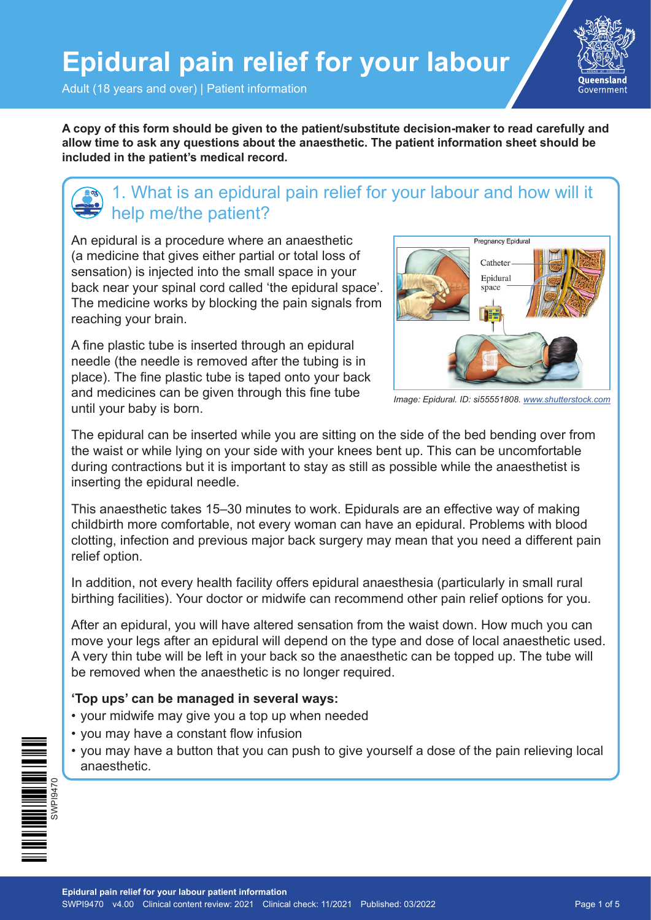# Epidural pain relief for your labour

Adult (18 years and over) | Patient information

**A copy of this form should be given to the patient/substitute decision-maker to read carefully and allow time to ask any questions about the anaesthetic. The patient information sheet should be included in the patient's medical record.**

## 1. What is an epidural pain relief for your labour and how will it help me/the patient?

An epidural is a procedure where an anaesthetic (a medicine that gives either partial or total loss of sensation) is injected into the small space in your back near your spinal cord called 'the epidural space'. The medicine works by blocking the pain signals from reaching your brain.

A fine plastic tube is inserted through an epidural needle (the needle is removed after the tubing is in place). The fine plastic tube is taped onto your back and medicines can be given through this fine tube until your baby is born.

*Image: Epidural. ID: si55551808. www.shutterstock.com*

The epidural can be inserted while you are sitting on the side of the bed bending over from the waist or while lying on your side with your knees bent up. This can be uncomfortable during contractions but it is important to stay as still as possible while the anaesthetist is inserting the epidural needle.

This anaesthetic takes 15–30 minutes to work. Epidurals are an effective way of making childbirth more comfortable, not every woman can have an epidural. Problems with blood clotting, infection and previous major back surgery may mean that you need a different pain relief option.

In addition, not every health facility offers epidural anaesthesia (particularly in small rural birthing facilities). Your doctor or midwife can recommend other pain relief options for you.

After an epidural, you will have altered sensation from the waist down. How much you can move your legs after an epidural will depend on the type and dose of local anaesthetic used. A very thin tube will be left in your back so the anaesthetic can be topped up. The tube will be removed when the anaesthetic is no longer required.

**'Top ups' can be managed in several ways:**

- your midwife may give you a top up when needed
- you may have a constant flow infusion
- you may have a button that you can push to give yourself a dose of the pain relieving local anaesthetic.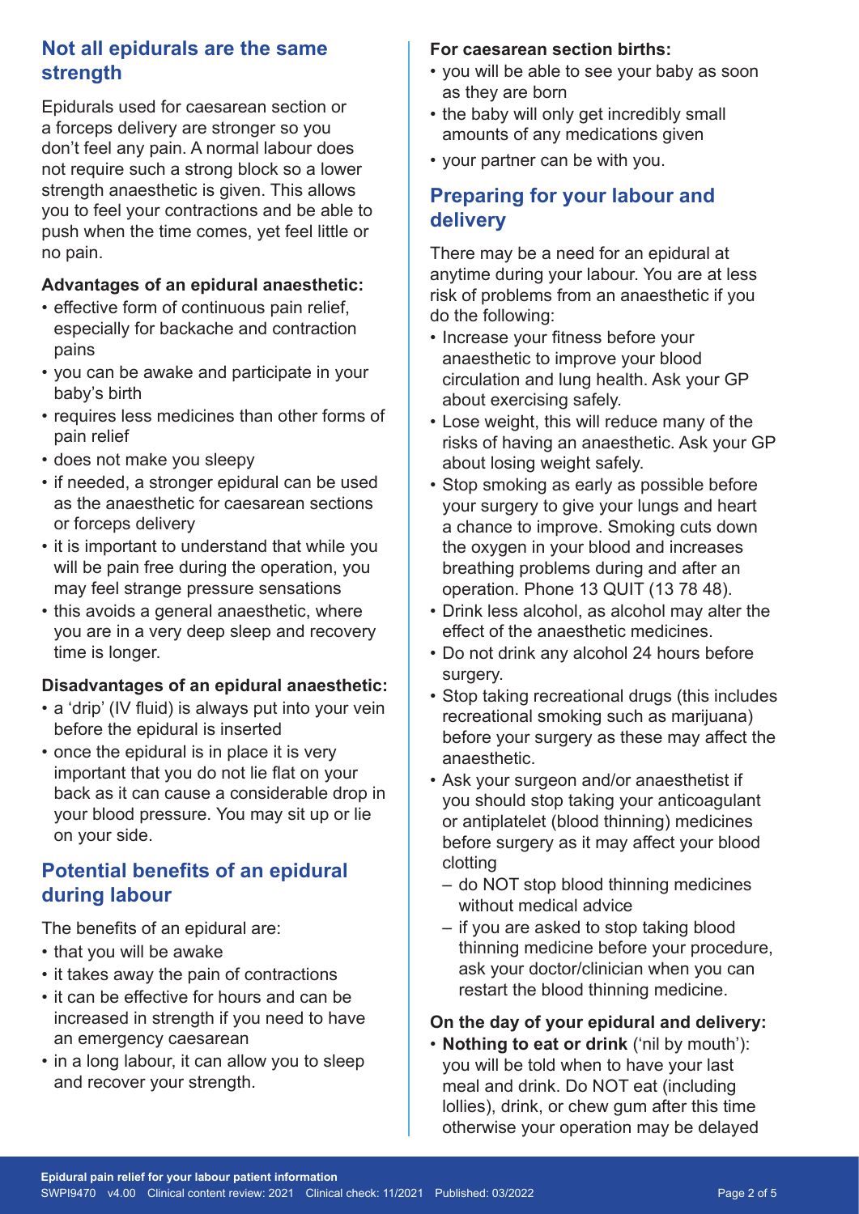## Not all epidurals are the same strength

Epidurals used for caesarean section or a forceps delivery are stronger so you don't feel any pain. A normal labour does not require such a strong block so a lower strength anaesthetic is given. This allows you to feel your contractions and be able to push when the time comes, yet feel little or no pain.

**Advantages of an epidural anaesthetic:**

- effective form of continuous pain relief, especially for backache and contraction pains
- you can be awake and participate in your baby's birth
- requires less medicines than other forms of pain relief
- does not make you sleepy
- if needed, a stronger epidural can be used as the anaesthetic for caesarean sections or forceps delivery
- it is important to understand that while you will be pain free during the operation, you may feel strange pressure sensations
- this avoids a general anaesthetic, where you are in a very deep sleep and recovery time is longer.

**Disadvantages of an epidural anaesthetic:**

- a 'drip' (IV fluid) is always put into your vein before the epidural is inserted
- once the epidural is in place it is very important that you do not lie flat on your back as it can cause a considerable drop in your blood pressure. You may sit up or lie on your side.

## Potential benefits of an epidural during labour

The benefits of an epidural are:

- that you will be awake
- it takes away the pain of contractions
- it can be effective for hours and can be increased in strength if you need to have an emergency caesarean
- in a long labour, it can allow you to sleep and recover your strength.

**For caesarean section births:**

- you will be able to see your baby as soon as they are born
- the baby will only get incredibly small amounts of any medications given
- your partner can be with you.

## Preparing for your labour and delivery

There may be a need for an epidural at anytime during your labour. You are at less risk of problems from an anaesthetic if you do the following:

- Increase your fitness before your anaesthetic to improve your blood circulation and lung health. Ask your GP about exercising safely.
- Lose weight, this will reduce many of the risks of having an anaesthetic. Ask your GP about losing weight safely.
- Stop smoking as early as possible before your surgery to give your lungs and heart a chance to improve. Smoking cuts down the oxygen in your blood and increases breathing problems during and after an operation. Phone 13 QUIT (13 78 48).
- Drink less alcohol, as alcohol may alter the effect of the anaesthetic medicines.
- Do not drink any alcohol 24 hours before surgery.
- Stop taking recreational drugs (this includes recreational smoking such as marijuana) before your surgery as these may affect the anaesthetic.
- Ask your surgeon and/or anaesthetist if you should stop taking your anticoagulant or antiplatelet (blood thinning) medicines before surgery as it may affect your blood clotting
  - do NOT stop blood thinning medicines without medical advice
  - if you are asked to stop taking blood thinning medicine before your procedure, ask your doctor/clinician when you can restart the blood thinning medicine.

**On the day of your epidural and delivery:**

- **Nothing to eat or drink** ('nil by mouth'): you will be told when to have your last meal and drink. Do NOT eat (including lollies), drink, or chew gum after this time otherwise your operation may be delayed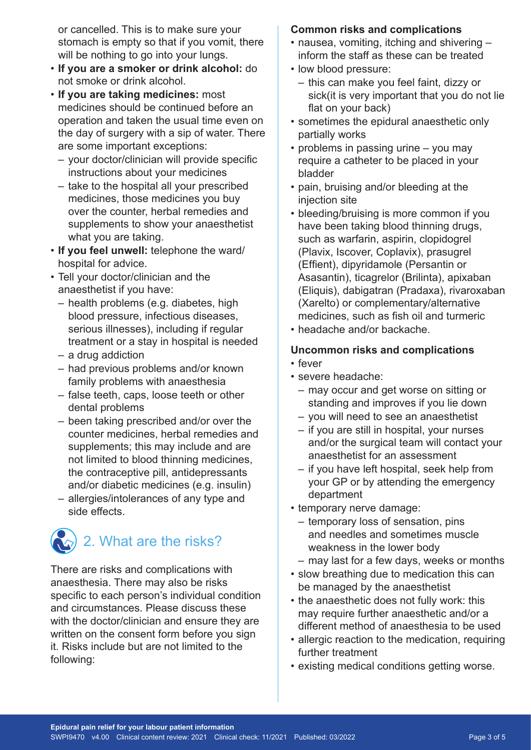or cancelled. This is to make sure your stomach is empty so that if you vomit, there will be nothing to go into your lungs.

- **If you are a smoker or drink alcohol:** do not smoke or drink alcohol.
- **If you are taking medicines:** most medicines should be continued before an operation and taken the usual time even on the day of surgery with a sip of water. There are some important exceptions:
  - your doctor/clinician will provide specific instructions about your medicines
  - take to the hospital all your prescribed medicines, those medicines you buy over the counter, herbal remedies and supplements to show your anaesthetist what you are taking.
- **If you feel unwell:** telephone the ward/ hospital for advice.
- Tell your doctor/clinician and the anaesthetist if you have:
  - health problems (e.g. diabetes, high blood pressure, infectious diseases, serious illnesses), including if regular treatment or a stay in hospital is needed
  - a drug addiction
  - had previous problems and/or known family problems with anaesthesia
  - false teeth, caps, loose teeth or other dental problems
  - been taking prescribed and/or over the counter medicines, herbal remedies and supplements; this may include and are not limited to blood thinning medicines, the contraceptive pill, antidepressants and/or diabetic medicines (e.g. insulin)
  - allergies/intolerances of any type and side effects.

## 2. What are the risks?

There are risks and complications with anaesthesia. There may also be risks specific to each person's individual condition and circumstances. Please discuss these with the doctor/clinician and ensure they are written on the consent form before you sign it. Risks include but are not limited to the following:

### Common risks and complications

- nausea, vomiting, itching and shivering – inform the staff as these can be treated
- low blood pressure:
  - this can make you feel faint, dizzy or sick(it is very important that you do not lie flat on your back)
- sometimes the epidural anaesthetic only partially works
- problems in passing urine – you may require a catheter to be placed in your bladder
- pain, bruising and/or bleeding at the injection site
- bleeding/bruising is more common if you have been taking blood thinning drugs, such as warfarin, aspirin, clopidogrel (Plavix, Iscover, Coplavix), prasugrel (Effient), dipyridamole (Persantin or Asasantin), ticagrelor (Brilinta), apixaban (Eliquis), dabigatran (Pradaxa), rivaroxaban (Xarelto) or complementary/alternative medicines, such as fish oil and turmeric
- headache and/or backache.

### Uncommon risks and complications

- fever
- severe headache:
  - may occur and get worse on sitting or standing and improves if you lie down
  - you will need to see an anaesthetist
  - if you are still in hospital, your nurses and/or the surgical team will contact your anaesthetist for an assessment
  - if you have left hospital, seek help from your GP or by attending the emergency department
- temporary nerve damage:
  - temporary loss of sensation, pins and needles and sometimes muscle weakness in the lower body
  - may last for a few days, weeks or months
- slow breathing due to medication this can be managed by the anaesthetist
- the anaesthetic does not fully work: this may require further anaesthetic and/or a different method of anaesthesia to be used
- allergic reaction to the medication, requiring further treatment
- existing medical conditions getting worse.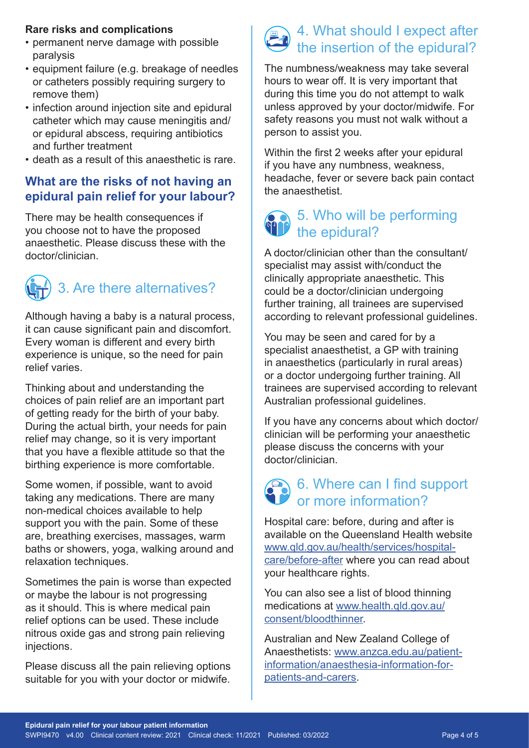**Rare risks and complications**

- permanent nerve damage with possible paralysis
- equipment failure (e.g. breakage of needles or catheters possibly requiring surgery to remove them)
- infection around injection site and epidural catheter which may cause meningitis and/or epidural abscess, requiring antibiotics and further treatment
- death as a result of this anaesthetic is rare.

### What are the risks of not having an epidural pain relief for your labour?

There may be health consequences if you choose not to have the proposed anaesthetic. Please discuss these with the doctor/clinician.

## 3. Are there alternatives?

Although having a baby is a natural process, it can cause significant pain and discomfort. Every woman is different and every birth experience is unique, so the need for pain relief varies.

Thinking about and understanding the choices of pain relief are an important part of getting ready for the birth of your baby. During the actual birth, your needs for pain relief may change, so it is very important that you have a flexible attitude so that the birthing experience is more comfortable.

Some women, if possible, want to avoid taking any medications. There are many non-medical choices available to help support you with the pain. Some of these are, breathing exercises, massages, warm baths or showers, yoga, walking around and relaxation techniques.

Sometimes the pain is worse than expected or maybe the labour is not progressing as it should. This is where medical pain relief options can be used. These include nitrous oxide gas and strong pain relieving injections.

Please discuss all the pain relieving options suitable for you with your doctor or midwife.

## 4. What should I expect after the insertion of the epidural?

The numbness/weakness may take several hours to wear off. It is very important that during this time you do not attempt to walk unless approved by your doctor/midwife. For safety reasons you must not walk without a person to assist you.

Within the first 2 weeks after your epidural if you have any numbness, weakness, headache, fever or severe back pain contact the anaesthetist.

## 5. Who will be performing the epidural?

A doctor/clinician other than the consultant/specialist may assist with/conduct the clinically appropriate anaesthetic. This could be a doctor/clinician undergoing further training, all trainees are supervised according to relevant professional guidelines.

You may be seen and cared for by a specialist anaesthetist, a GP with training in anaesthetics (particularly in rural areas) or a doctor undergoing further training. All trainees are supervised according to relevant Australian professional guidelines.

If you have any concerns about which doctor/clinician will be performing your anaesthetic please discuss the concerns with your doctor/clinician.

## 6. Where can I find support or more information?

Hospital care: before, during and after is available on the Queensland Health website [www.qld.gov.au/health/services/hospital-care/before-after](www.qld.gov.au/health/services/hospital-care/before-after) where you can read about your healthcare rights.

You can also see a list of blood thinning medications at [www.health.qld.gov.au/consent/bloodthinner](www.health.qld.gov.au/consent/bloodthinner).

Australian and New Zealand College of Anaesthetists: [www.anzca.edu.au/patient-information/anaesthesia-information-for-patients-and-carers](www.anzca.edu.au/patient-information/anaesthesia-information-for-patients-and-carers).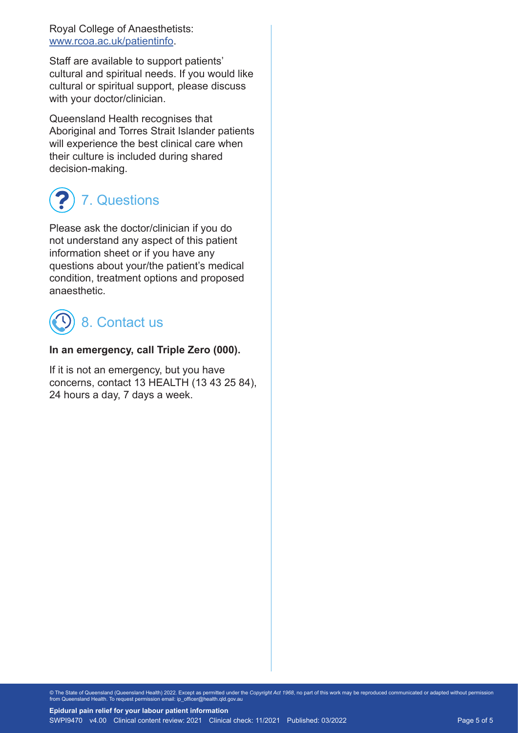Royal College of Anaesthetists: [www.rcoa.ac.uk/patientinfo](http://www.rcoa.ac.uk/patientinfo).

Staff are available to support patients' cultural and spiritual needs. If you would like cultural or spiritual support, please discuss with your doctor/clinician.

Queensland Health recognises that Aboriginal and Torres Strait Islander patients will experience the best clinical care when their culture is included during shared decision-making.

## 7. Questions

Please ask the doctor/clinician if you do not understand any aspect of this patient information sheet or if you have any questions about your/the patient's medical condition, treatment options and proposed anaesthetic.

## 8. Contact us

**In an emergency, call Triple Zero (000).**

If it is not an emergency, but you have concerns, contact 13 HEALTH (13 43 25 84), 24 hours a day, 7 days a week.

© The State of Queensland (Queensland Health) 2022. Except as permitted under the *Copyright Act 1968*, no part of this work may be reproduced communicated or adapted without permission from Queensland Health. To request permission email: ip_officer@health.qld.gov.au

**Epidural pain relief for your labour patient information**
SWPI9470 v4.00 Clinical content review: 2021 Clinical check: 11/2021 Published: 03/2022